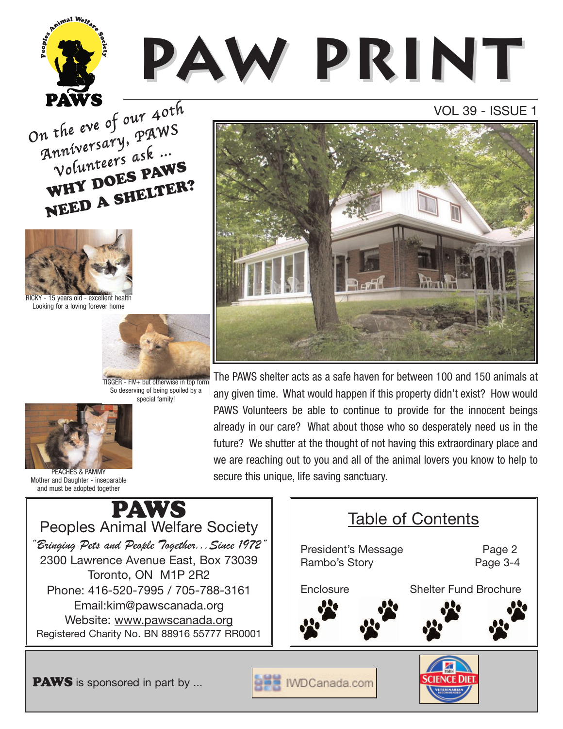# PAW PRINT

VOL 39 - ISSUE 1

*On the eve of our 40th Anniversary, PAWS Volunteers ask ...*

## WHY DOES PAWS NEED A SHELTER?

RICKY - 15 years old - excellent health
Looking for a loving forever home

TIGGER - FIV+ but otherwise in top form
So deserving of being spoiled by a special family!

PEACHES & PAMMY
Mother and Daughter - inseparable and must be adopted together

The PAWS shelter acts as a safe haven for between 100 and 150 animals at any given time. What would happen if this property didn't exist? How would PAWS Volunteers be able to continue to provide for the innocent beings already in our care? What about those who so desperately need us in the future? We shutter at the thought of not having this extraordinary place and we are reaching out to you and all of the animal lovers you know to help to secure this unique, life saving sanctuary.

**PAWS**
Peoples Animal Welfare Society
*"Bringing Pets and People Together...Since 1972"*
2300 Lawrence Avenue East, Box 73039
Toronto, ON M1P 2R2
Phone: 416-520-7995 / 705-788-3161
Email:kim@pawscanada.org
Website: www.pawscanada.org
Registered Charity No. BN 88916 55777 RR0001

## Table of Contents

| | |
|---|---|
| President's Message | Page 2 |
| Rambo's Story | Page 3-4 |
| Enclosure | Shelter Fund Brochure |

**PAWS** is sponsored in part by ... IWDCanada.com, Science Diet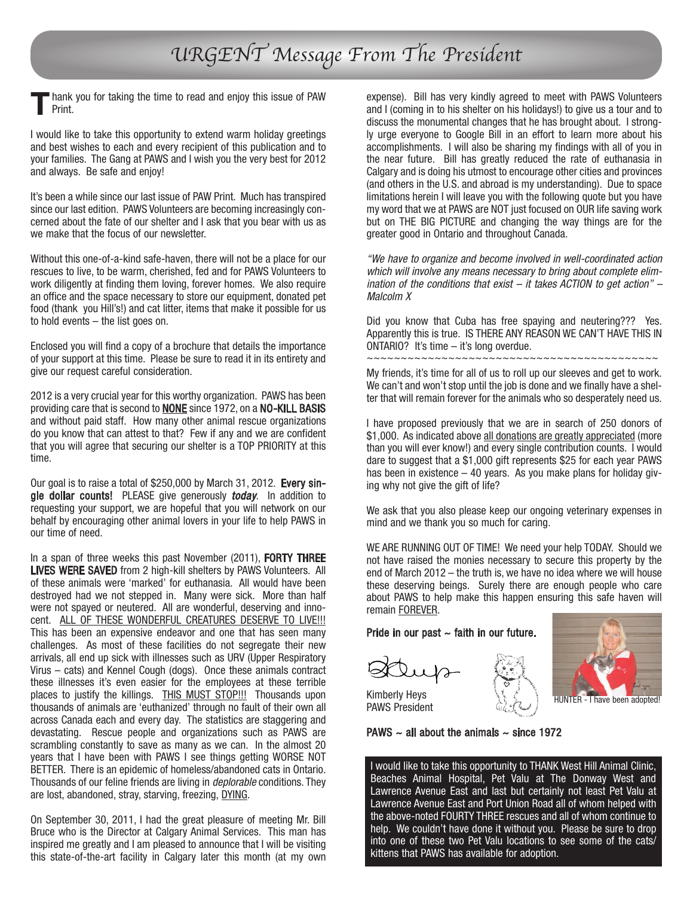# URGENT Message From The President

Thank you for taking the time to read and enjoy this issue of PAW Print.

I would like to take this opportunity to extend warm holiday greetings and best wishes to each and every recipient of this publication and to your families. The Gang at PAWS and I wish you the very best for 2012 and always. Be safe and enjoy!

It's been a while since our last issue of PAW Print. Much has transpired since our last edition. PAWS Volunteers are becoming increasingly concerned about the fate of our shelter and I ask that you bear with us as we make that the focus of our newsletter.

Without this one-of-a-kind safe-haven, there will not be a place for our rescues to live, to be warm, cherished, fed and for PAWS Volunteers to work diligently at finding them loving, forever homes. We also require an office and the space necessary to store our equipment, donated pet food (thank you Hill's!) and cat litter, items that make it possible for us to hold events – the list goes on.

Enclosed you will find a copy of a brochure that details the importance of your support at this time. Please be sure to read it in its entirety and give our request careful consideration.

2012 is a very crucial year for this worthy organization. PAWS has been providing care that is second to **NONE** since 1972, on a **NO-KILL BASIS** and without paid staff. How many other animal rescue organizations do you know that can attest to that? Few if any and we are confident that you will agree that securing our shelter is a TOP PRIORITY at this time.

Our goal is to raise a total of $250,000 by March 31, 2012. **Every single dollar counts!** PLEASE give generously ***today***. In addition to requesting your support, we are hopeful that you will network on our behalf by encouraging other animal lovers in your life to help PAWS in our time of need.

In a span of three weeks this past November (2011), **FORTY THREE LIVES WERE SAVED** from 2 high-kill shelters by PAWS Volunteers. All of these animals were 'marked' for euthanasia. All would have been destroyed had we not stepped in. Many were sick. More than half were not spayed or neutered. All are wonderful, deserving and innocent. ALL OF THESE WONDERFUL CREATURES DESERVE TO LIVE!!! This has been an expensive endeavor and one that has seen many challenges. As most of these facilities do not segregate their new arrivals, all end up sick with illnesses such as URV (Upper Respiratory Virus – cats) and Kennel Cough (dogs). Once these animals contract these illnesses it's even easier for the employees at these terrible places to justify the killings. THIS MUST STOP!!! Thousands upon thousands of animals are 'euthanized' through no fault of their own all across Canada each and every day. The statistics are staggering and devastating. Rescue people and organizations such as PAWS are scrambling constantly to save as many as we can. In the almost 20 years that I have been with PAWS I see things getting WORSE NOT BETTER. There is an epidemic of homeless/abandoned cats in Ontario. Thousands of our feline friends are living in *deplorable* conditions. They are lost, abandoned, stray, starving, freezing, DYING.

On September 30, 2011, I had the great pleasure of meeting Mr. Bill Bruce who is the Director at Calgary Animal Services. This man has inspired me greatly and I am pleased to announce that I will be visiting this state-of-the-art facility in Calgary later this month (at my own expense). Bill has very kindly agreed to meet with PAWS Volunteers and I (coming in to his shelter on his holidays!) to give us a tour and to discuss the monumental changes that he has brought about. I strongly urge everyone to Google Bill in an effort to learn more about his accomplishments. I will also be sharing my findings with all of you in the near future. Bill has greatly reduced the rate of euthanasia in Calgary and is doing his utmost to encourage other cities and provinces (and others in the U.S. and abroad is my understanding). Due to space limitations herein I will leave you with the following quote but you have my word that we at PAWS are NOT just focused on OUR life saving work but on THE BIG PICTURE and changing the way things are for the greater good in Ontario and throughout Canada.

*"We have to organize and become involved in well-coordinated action which will involve any means necessary to bring about complete elimination of the conditions that exist – it takes ACTION to get action" – Malcolm X*

Did you know that Cuba has free spaying and neutering??? Yes. Apparently this is true. IS THERE ANY REASON WE CAN'T HAVE THIS IN ONTARIO? It's time – it's long overdue.

~~~~~~~~~~~~~~~~~~~~~~~~~~~~~~~~~~~~~~~~~~~~

My friends, it's time for all of us to roll up our sleeves and get to work. We can't and won't stop until the job is done and we finally have a shelter that will remain forever for the animals who so desperately need us.

I have proposed previously that we are in search of 250 donors of $1,000. As indicated above all donations are greatly appreciated (more than you will ever know!) and every single contribution counts. I would dare to suggest that a $1,000 gift represents $25 for each year PAWS has been in existence – 40 years. As you make plans for holiday giving why not give the gift of life?

We ask that you also please keep our ongoing veterinary expenses in mind and we thank you so much for caring.

WE ARE RUNNING OUT OF TIME! We need your help TODAY. Should we not have raised the monies necessary to secure this property by the end of March 2012 – the truth is, we have no idea where we will house these deserving beings. Surely there are enough people who care about PAWS to help make this happen ensuring this safe haven will remain FOREVER.

**Pride in our past ~ faith in our future.**

Kimberly Heys
PAWS President

HUNTER - I have been adopted!

**PAWS ~ all about the animals ~ since 1972**

I would like to take this opportunity to THANK West Hill Animal Clinic, Beaches Animal Hospital, Pet Valu at The Donway West and Lawrence Avenue East and last but certainly not least Pet Valu at Lawrence Avenue East and Port Union Road all of whom helped with the above-noted FOURTY THREE rescues and all of whom continue to help. We couldn't have done it without you. Please be sure to drop into one of these two Pet Valu locations to see some of the cats/kittens that PAWS has available for adoption.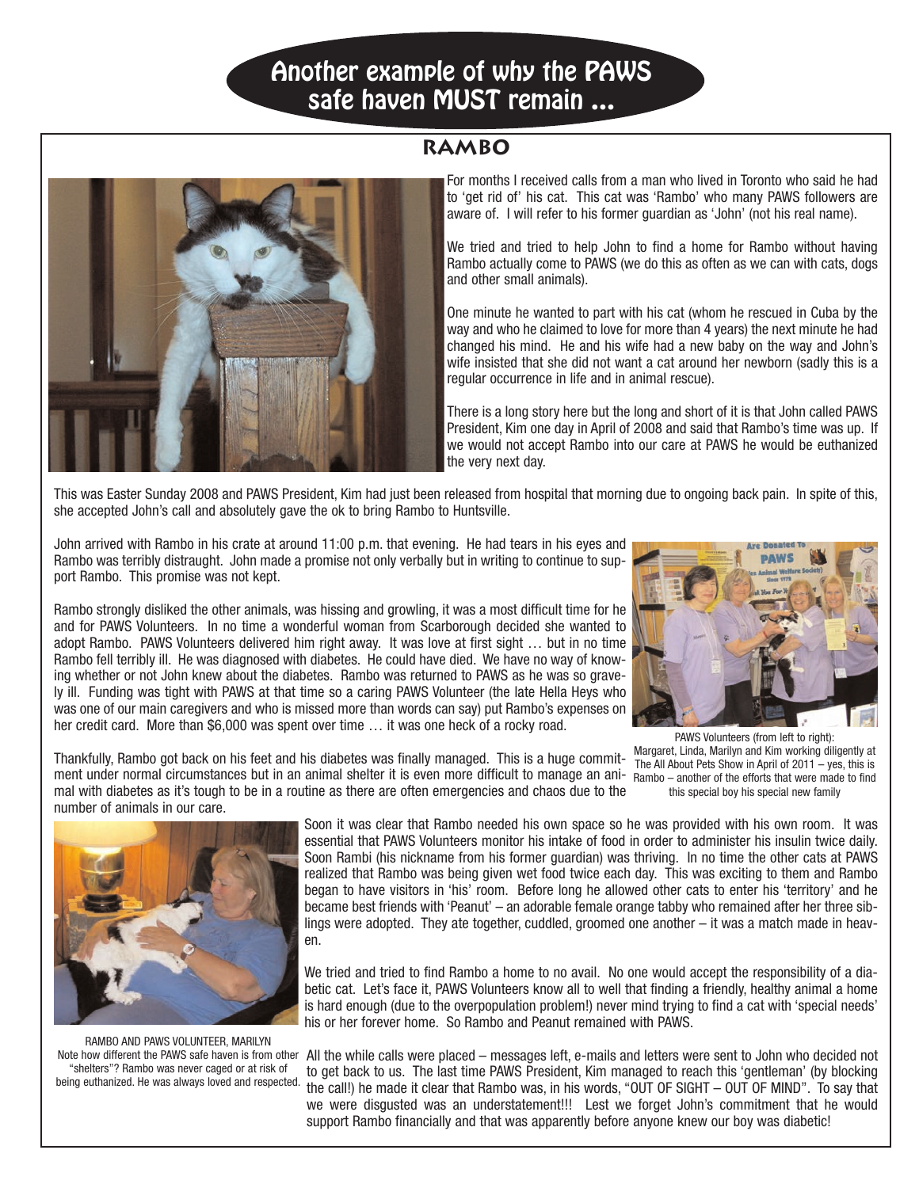# Another example of why the PAWS safe haven MUST remain ...

## RAMBO

For months I received calls from a man who lived in Toronto who said he had to 'get rid of' his cat. This cat was 'Rambo' who many PAWS followers are aware of. I will refer to his former guardian as 'John' (not his real name).

We tried and tried to help John to find a home for Rambo without having Rambo actually come to PAWS (we do this as often as we can with cats, dogs and other small animals).

One minute he wanted to part with his cat (whom he rescued in Cuba by the way and who he claimed to love for more than 4 years) the next minute he had changed his mind. He and his wife had a new baby on the way and John's wife insisted that she did not want a cat around her newborn (sadly this is a regular occurrence in life and in animal rescue).

There is a long story here but the long and short of it is that John called PAWS President, Kim one day in April of 2008 and said that Rambo's time was up. If we would not accept Rambo into our care at PAWS he would be euthanized the very next day.

This was Easter Sunday 2008 and PAWS President, Kim had just been released from hospital that morning due to ongoing back pain. In spite of this, she accepted John's call and absolutely gave the ok to bring Rambo to Huntsville.

John arrived with Rambo in his crate at around 11:00 p.m. that evening. He had tears in his eyes and Rambo was terribly distraught. John made a promise not only verbally but in writing to continue to support Rambo. This promise was not kept.

Rambo strongly disliked the other animals, was hissing and growling, it was a most difficult time for he and for PAWS Volunteers. In no time a wonderful woman from Scarborough decided she wanted to adopt Rambo. PAWS Volunteers delivered him right away. It was love at first sight … but in no time Rambo fell terribly ill. He was diagnosed with diabetes. He could have died. We have no way of knowing whether or not John knew about the diabetes. Rambo was returned to PAWS as he was so gravely ill. Funding was tight with PAWS at that time so a caring PAWS Volunteer (the late Hella Heys who was one of our main caregivers and who is missed more than words can say) put Rambo's expenses on her credit card. More than $6,000 was spent over time … it was one heck of a rocky road.

PAWS Volunteers (from left to right): Margaret, Linda, Marilyn and Kim working diligently at The All About Pets Show in April of 2011 – yes, this is Rambo – another of the efforts that were made to find this special boy his special new family

Thankfully, Rambo got back on his feet and his diabetes was finally managed. This is a huge commitment under normal circumstances but in an animal shelter it is even more difficult to manage an animal with diabetes as it's tough to be in a routine as there are often emergencies and chaos due to the number of animals in our care.

Soon it was clear that Rambo needed his own space so he was provided with his own room. It was essential that PAWS Volunteers monitor his intake of food in order to administer his insulin twice daily. Soon Rambi (his nickname from his former guardian) was thriving. In no time the other cats at PAWS realized that Rambo was being given wet food twice each day. This was exciting to them and Rambo began to have visitors in 'his' room. Before long he allowed other cats to enter his 'territory' and he became best friends with 'Peanut' – an adorable female orange tabby who remained after her three siblings were adopted. They ate together, cuddled, groomed one another – it was a match made in heaven.

We tried and tried to find Rambo a home to no avail. No one would accept the responsibility of a diabetic cat. Let's face it, PAWS Volunteers know all to well that finding a friendly, healthy animal a home is hard enough (due to the overpopulation problem!) never mind trying to find a cat with 'special needs' his or her forever home. So Rambo and Peanut remained with PAWS.

RAMBO AND PAWS VOLUNTEER, MARILYN
Note how different the PAWS safe haven is from other "shelters"? Rambo was never caged or at risk of being euthanized. He was always loved and respected.

All the while calls were placed – messages left, e-mails and letters were sent to John who decided not to get back to us. The last time PAWS President, Kim managed to reach this 'gentleman' (by blocking the call!) he made it clear that Rambo was, in his words, "OUT OF SIGHT – OUT OF MIND". To say that we were disgusted was an understatement!!! Lest we forget John's commitment that he would support Rambo financially and that was apparently before anyone knew our boy was diabetic!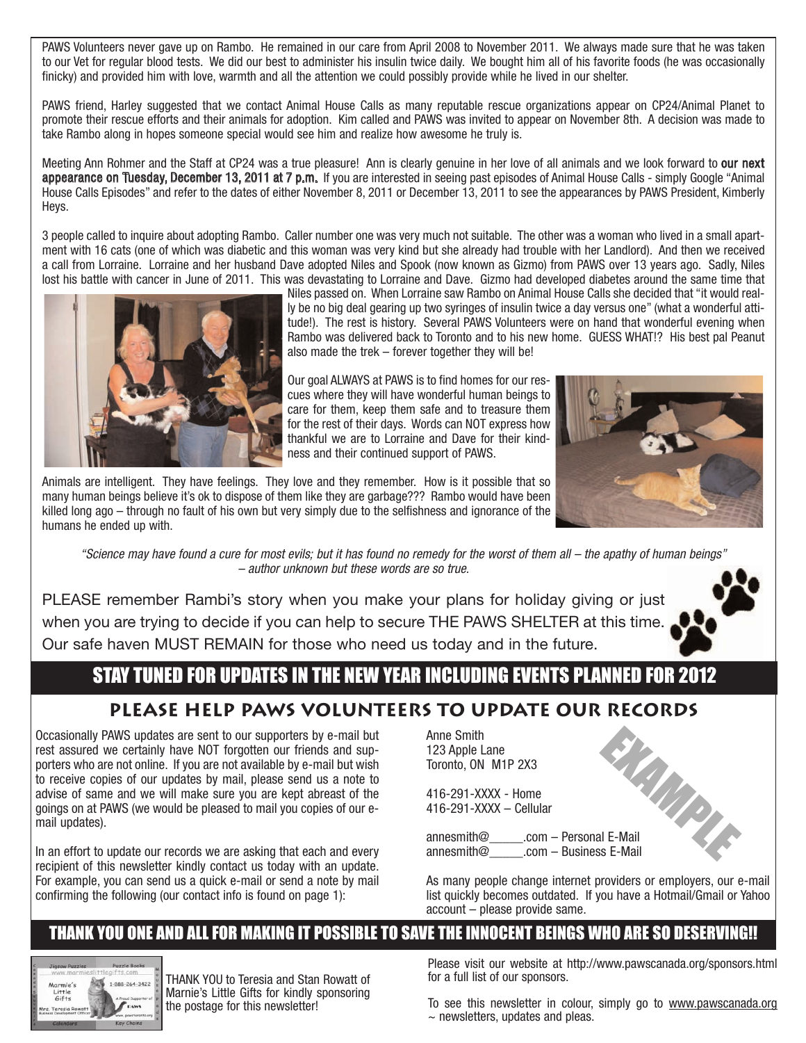PAWS Volunteers never gave up on Rambo. He remained in our care from April 2008 to November 2011. We always made sure that he was taken to our Vet for regular blood tests. We did our best to administer his insulin twice daily. We bought him all of his favorite foods (he was occasionally finicky) and provided him with love, warmth and all the attention we could possibly provide while he lived in our shelter.

PAWS friend, Harley suggested that we contact Animal House Calls as many reputable rescue organizations appear on CP24/Animal Planet to promote their rescue efforts and their animals for adoption. Kim called and PAWS was invited to appear on November 8th. A decision was made to take Rambo along in hopes someone special would see him and realize how awesome he truly is.

Meeting Ann Rohmer and the Staff at CP24 was a true pleasure! Ann is clearly genuine in her love of all animals and we look forward to **our next appearance on Tuesday, December 13, 2011 at 7 p.m.** If you are interested in seeing past episodes of Animal House Calls - simply Google "Animal House Calls Episodes" and refer to the dates of either November 8, 2011 or December 13, 2011 to see the appearances by PAWS President, Kimberly Heys.

3 people called to inquire about adopting Rambo. Caller number one was very much not suitable. The other was a woman who lived in a small apartment with 16 cats (one of which was diabetic and this woman was very kind but she already had trouble with her Landlord). And then we received a call from Lorraine. Lorraine and her husband Dave adopted Niles and Spook (now known as Gizmo) from PAWS over 13 years ago. Sadly, Niles lost his battle with cancer in June of 2011. This was devastating to Lorraine and Dave. Gizmo had developed diabetes around the same time that Niles passed on. When Lorraine saw Rambo on Animal House Calls she decided that "it would really be no big deal gearing up two syringes of insulin twice a day versus one" (what a wonderful attitude!). The rest is history. Several PAWS Volunteers were on hand that wonderful evening when Rambo was delivered back to Toronto and to his new home. GUESS WHAT!? His best pal Peanut also made the trek – forever together they will be!

Our goal ALWAYS at PAWS is to find homes for our rescues where they will have wonderful human beings to care for them, keep them safe and to treasure them for the rest of their days. Words can NOT express how thankful we are to Lorraine and Dave for their kindness and their continued support of PAWS.

Animals are intelligent. They have feelings. They love and they remember. How is it possible that so many human beings believe it's ok to dispose of them like they are garbage??? Rambo would have been killed long ago – through no fault of his own but very simply due to the selfishness and ignorance of the humans he ended up with.

*"Science may have found a cure for most evils; but it has found no remedy for the worst of them all – the apathy of human beings" – author unknown but these words are so true.*

PLEASE remember Rambi's story when you make your plans for holiday giving or just when you are trying to decide if you can help to secure THE PAWS SHELTER at this time. Our safe haven MUST REMAIN for those who need us today and in the future.

## STAY TUNED FOR UPDATES IN THE NEW YEAR INCLUDING EVENTS PLANNED FOR 2012

## PLEASE HELP PAWS VOLUNTEERS TO UPDATE OUR RECORDS

Occasionally PAWS updates are sent to our supporters by e-mail but rest assured we certainly have NOT forgotten our friends and supporters who are not online. If you are not available by e-mail but wish to receive copies of our updates by mail, please send us a note to advise of same and we will make sure you are kept abreast of the goings on at PAWS (we would be pleased to mail you copies of our e-mail updates).

In an effort to update our records we are asking that each and every recipient of this newsletter kindly contact us today with an update. For example, you can send us a quick e-mail or send a note by mail confirming the following (our contact info is found on page 1):

Anne Smith
123 Apple Lane
Toronto, ON M1P 2X3

416-291-XXXX - Home
416-291-XXXX – Cellular

annesmith@_____.com – Personal E-Mail
annesmith@_____.com – Business E-Mail

EXAMPLE

As many people change internet providers or employers, our e-mail list quickly becomes outdated. If you have a Hotmail/Gmail or Yahoo account – please provide same.

## THANK YOU ONE AND ALL FOR MAKING IT POSSIBLE TO SAVE THE INNOCENT BEINGS WHO ARE SO DESERVING!!

THANK YOU to Teresia and Stan Rowatt of Marnie's Little Gifts for kindly sponsoring the postage for this newsletter!

Please visit our website at http://www.pawscanada.org/sponsors.html for a full list of our sponsors.

To see this newsletter in colour, simply go to www.pawscanada.org ~ newsletters, updates and pleas.